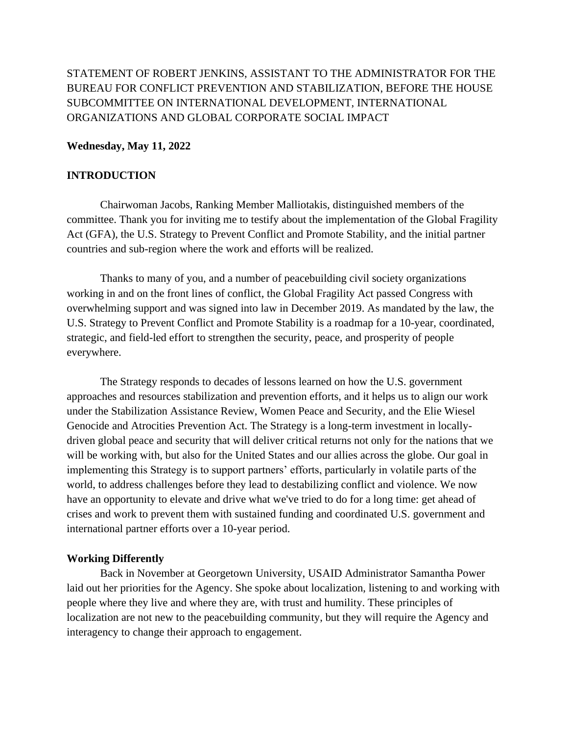STATEMENT OF ROBERT JENKINS, ASSISTANT TO THE ADMINISTRATOR FOR THE BUREAU FOR CONFLICT PREVENTION AND STABILIZATION, BEFORE THE HOUSE SUBCOMMITTEE ON INTERNATIONAL DEVELOPMENT, INTERNATIONAL ORGANIZATIONS AND GLOBAL CORPORATE SOCIAL IMPACT

**Wednesday, May 11, 2022**

## INTRODUCTION

Chairwoman Jacobs, Ranking Member Malliotakis, distinguished members of the committee. Thank you for inviting me to testify about the implementation of the Global Fragility Act (GFA), the U.S. Strategy to Prevent Conflict and Promote Stability, and the initial partner countries and sub-region where the work and efforts will be realized.

Thanks to many of you, and a number of peacebuilding civil society organizations working in and on the front lines of conflict, the Global Fragility Act passed Congress with overwhelming support and was signed into law in December 2019. As mandated by the law, the U.S. Strategy to Prevent Conflict and Promote Stability is a roadmap for a 10-year, coordinated, strategic, and field-led effort to strengthen the security, peace, and prosperity of people everywhere.

The Strategy responds to decades of lessons learned on how the U.S. government approaches and resources stabilization and prevention efforts, and it helps us to align our work under the Stabilization Assistance Review, Women Peace and Security, and the Elie Wiesel Genocide and Atrocities Prevention Act. The Strategy is a long-term investment in locally-driven global peace and security that will deliver critical returns not only for the nations that we will be working with, but also for the United States and our allies across the globe. Our goal in implementing this Strategy is to support partners' efforts, particularly in volatile parts of the world, to address challenges before they lead to destabilizing conflict and violence. We now have an opportunity to elevate and drive what we've tried to do for a long time: get ahead of crises and work to prevent them with sustained funding and coordinated U.S. government and international partner efforts over a 10-year period.

### Working Differently

Back in November at Georgetown University, USAID Administrator Samantha Power laid out her priorities for the Agency. She spoke about localization, listening to and working with people where they live and where they are, with trust and humility. These principles of localization are not new to the peacebuilding community, but they will require the Agency and interagency to change their approach to engagement.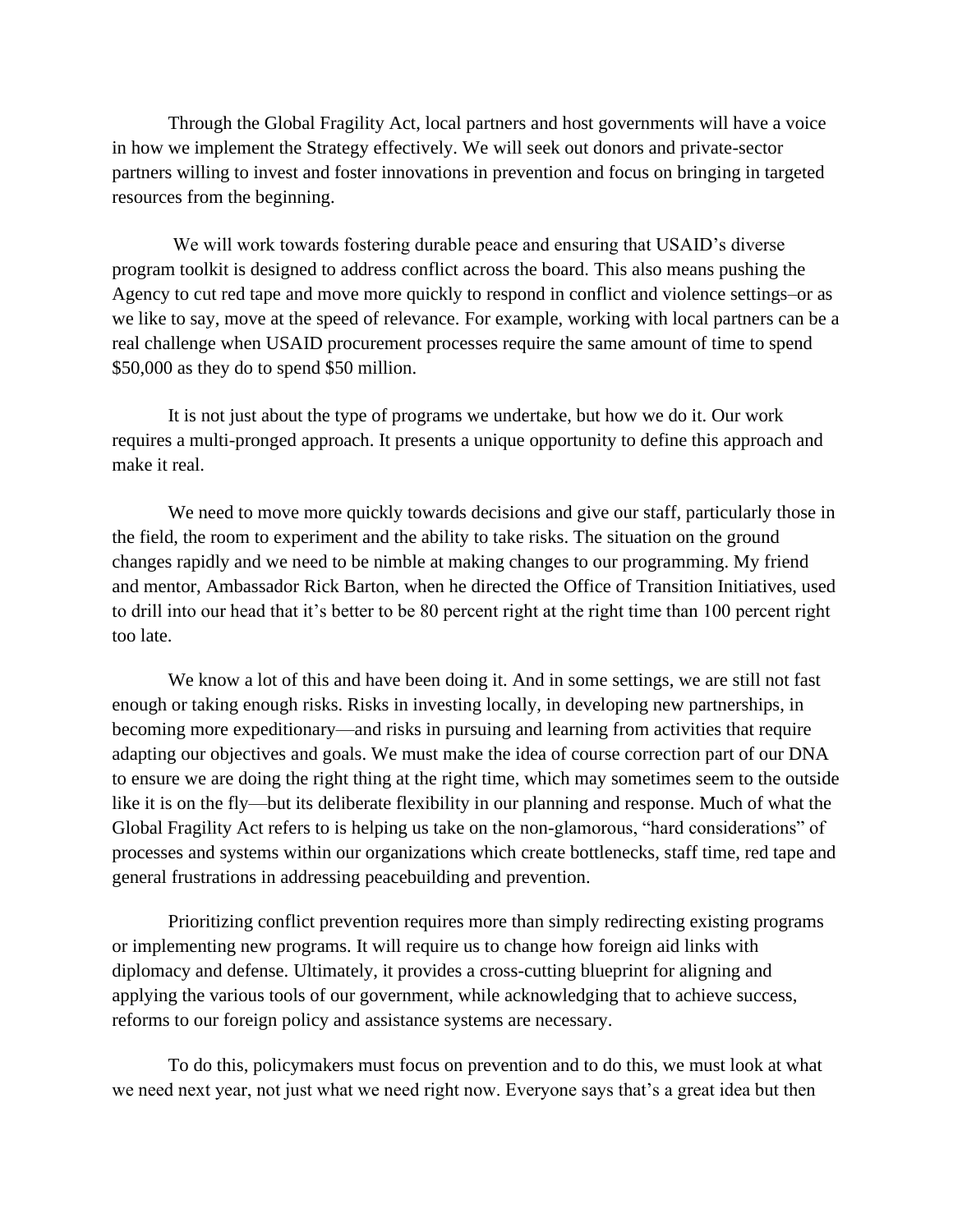Through the Global Fragility Act, local partners and host governments will have a voice in how we implement the Strategy effectively. We will seek out donors and private-sector partners willing to invest and foster innovations in prevention and focus on bringing in targeted resources from the beginning.

We will work towards fostering durable peace and ensuring that USAID's diverse program toolkit is designed to address conflict across the board. This also means pushing the Agency to cut red tape and move more quickly to respond in conflict and violence settings–or as we like to say, move at the speed of relevance. For example, working with local partners can be a real challenge when USAID procurement processes require the same amount of time to spend $50,000 as they do to spend $50 million.

It is not just about the type of programs we undertake, but how we do it. Our work requires a multi-pronged approach. It presents a unique opportunity to define this approach and make it real.

We need to move more quickly towards decisions and give our staff, particularly those in the field, the room to experiment and the ability to take risks. The situation on the ground changes rapidly and we need to be nimble at making changes to our programming. My friend and mentor, Ambassador Rick Barton, when he directed the Office of Transition Initiatives, used to drill into our head that it's better to be 80 percent right at the right time than 100 percent right too late.

We know a lot of this and have been doing it. And in some settings, we are still not fast enough or taking enough risks. Risks in investing locally, in developing new partnerships, in becoming more expeditionary—and risks in pursuing and learning from activities that require adapting our objectives and goals. We must make the idea of course correction part of our DNA to ensure we are doing the right thing at the right time, which may sometimes seem to the outside like it is on the fly—but its deliberate flexibility in our planning and response. Much of what the Global Fragility Act refers to is helping us take on the non-glamorous, "hard considerations" of processes and systems within our organizations which create bottlenecks, staff time, red tape and general frustrations in addressing peacebuilding and prevention.

Prioritizing conflict prevention requires more than simply redirecting existing programs or implementing new programs. It will require us to change how foreign aid links with diplomacy and defense. Ultimately, it provides a cross-cutting blueprint for aligning and applying the various tools of our government, while acknowledging that to achieve success, reforms to our foreign policy and assistance systems are necessary.

To do this, policymakers must focus on prevention and to do this, we must look at what we need next year, not just what we need right now. Everyone says that's a great idea but then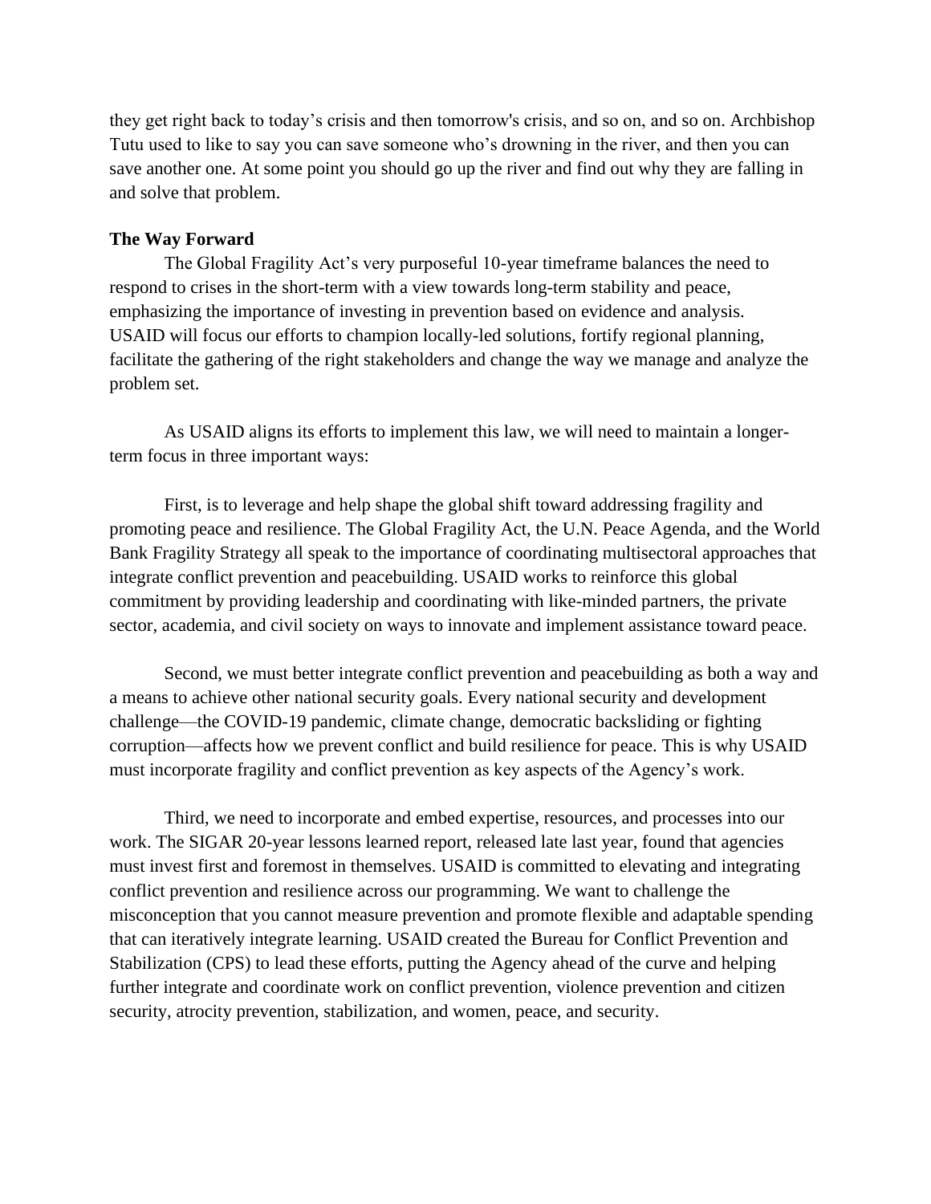they get right back to today's crisis and then tomorrow's crisis, and so on, and so on. Archbishop Tutu used to like to say you can save someone who's drowning in the river, and then you can save another one. At some point you should go up the river and find out why they are falling in and solve that problem.

**The Way Forward**

The Global Fragility Act's very purposeful 10-year timeframe balances the need to respond to crises in the short-term with a view towards long-term stability and peace, emphasizing the importance of investing in prevention based on evidence and analysis. USAID will focus our efforts to champion locally-led solutions, fortify regional planning, facilitate the gathering of the right stakeholders and change the way we manage and analyze the problem set.

As USAID aligns its efforts to implement this law, we will need to maintain a longer-term focus in three important ways:

First, is to leverage and help shape the global shift toward addressing fragility and promoting peace and resilience. The Global Fragility Act, the U.N. Peace Agenda, and the World Bank Fragility Strategy all speak to the importance of coordinating multisectoral approaches that integrate conflict prevention and peacebuilding. USAID works to reinforce this global commitment by providing leadership and coordinating with like-minded partners, the private sector, academia, and civil society on ways to innovate and implement assistance toward peace.

Second, we must better integrate conflict prevention and peacebuilding as both a way and a means to achieve other national security goals. Every national security and development challenge—the COVID-19 pandemic, climate change, democratic backsliding or fighting corruption—affects how we prevent conflict and build resilience for peace. This is why USAID must incorporate fragility and conflict prevention as key aspects of the Agency's work.

Third, we need to incorporate and embed expertise, resources, and processes into our work. The SIGAR 20-year lessons learned report, released late last year, found that agencies must invest first and foremost in themselves. USAID is committed to elevating and integrating conflict prevention and resilience across our programming. We want to challenge the misconception that you cannot measure prevention and promote flexible and adaptable spending that can iteratively integrate learning. USAID created the Bureau for Conflict Prevention and Stabilization (CPS) to lead these efforts, putting the Agency ahead of the curve and helping further integrate and coordinate work on conflict prevention, violence prevention and citizen security, atrocity prevention, stabilization, and women, peace, and security.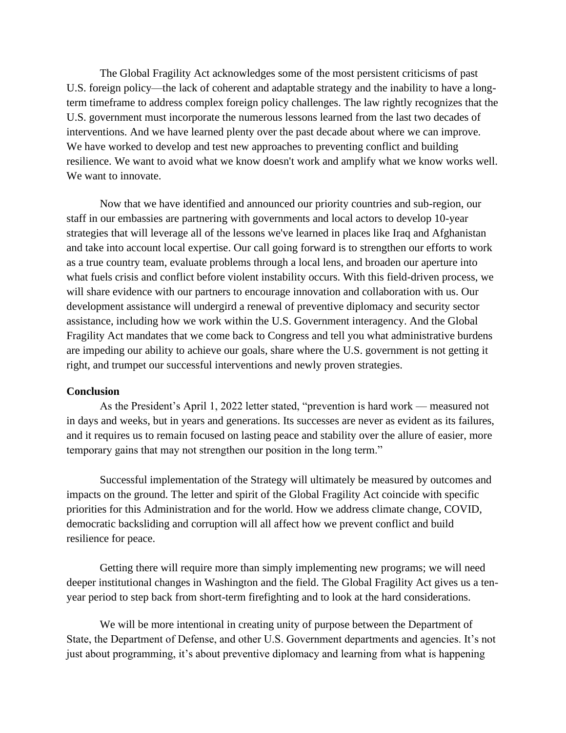The Global Fragility Act acknowledges some of the most persistent criticisms of past U.S. foreign policy—the lack of coherent and adaptable strategy and the inability to have a long-term timeframe to address complex foreign policy challenges. The law rightly recognizes that the U.S. government must incorporate the numerous lessons learned from the last two decades of interventions. And we have learned plenty over the past decade about where we can improve. We have worked to develop and test new approaches to preventing conflict and building resilience. We want to avoid what we know doesn't work and amplify what we know works well. We want to innovate.

Now that we have identified and announced our priority countries and sub-region, our staff in our embassies are partnering with governments and local actors to develop 10-year strategies that will leverage all of the lessons we've learned in places like Iraq and Afghanistan and take into account local expertise. Our call going forward is to strengthen our efforts to work as a true country team, evaluate problems through a local lens, and broaden our aperture into what fuels crisis and conflict before violent instability occurs. With this field-driven process, we will share evidence with our partners to encourage innovation and collaboration with us. Our development assistance will undergird a renewal of preventive diplomacy and security sector assistance, including how we work within the U.S. Government interagency. And the Global Fragility Act mandates that we come back to Congress and tell you what administrative burdens are impeding our ability to achieve our goals, share where the U.S. government is not getting it right, and trumpet our successful interventions and newly proven strategies.

**Conclusion**

As the President's April 1, 2022 letter stated, "prevention is hard work — measured not in days and weeks, but in years and generations. Its successes are never as evident as its failures, and it requires us to remain focused on lasting peace and stability over the allure of easier, more temporary gains that may not strengthen our position in the long term."

Successful implementation of the Strategy will ultimately be measured by outcomes and impacts on the ground. The letter and spirit of the Global Fragility Act coincide with specific priorities for this Administration and for the world. How we address climate change, COVID, democratic backsliding and corruption will all affect how we prevent conflict and build resilience for peace.

Getting there will require more than simply implementing new programs; we will need deeper institutional changes in Washington and the field. The Global Fragility Act gives us a ten-year period to step back from short-term firefighting and to look at the hard considerations.

We will be more intentional in creating unity of purpose between the Department of State, the Department of Defense, and other U.S. Government departments and agencies. It's not just about programming, it's about preventive diplomacy and learning from what is happening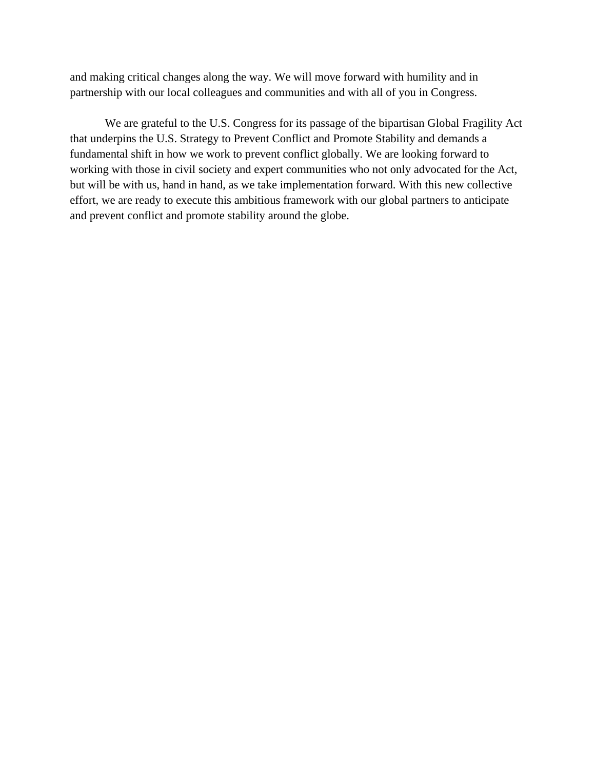and making critical changes along the way. We will move forward with humility and in partnership with our local colleagues and communities and with all of you in Congress.

We are grateful to the U.S. Congress for its passage of the bipartisan Global Fragility Act that underpins the U.S. Strategy to Prevent Conflict and Promote Stability and demands a fundamental shift in how we work to prevent conflict globally. We are looking forward to working with those in civil society and expert communities who not only advocated for the Act, but will be with us, hand in hand, as we take implementation forward. With this new collective effort, we are ready to execute this ambitious framework with our global partners to anticipate and prevent conflict and promote stability around the globe.